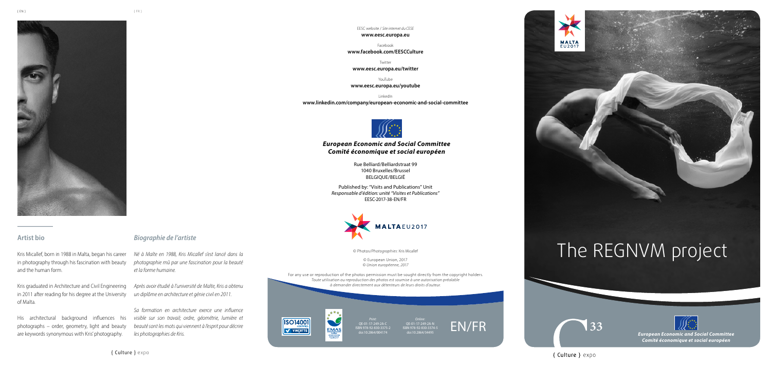## Artist bio

Kris Micallef, born in 1988 in Malta, began his career in photography through his fascination with beauty and the human form.

Kris graduated in Architecture and Civil Engineering in 2011 after reading for his degree at the University of Malta.

His architectural background influences his photographs – order, geometry, light and beauty are keywords synonymous with Kris' photography.

## *Biographie de l'artiste*

*Né à Malte en 1988, Kris Micallef s'est lancé dans la photographie mû par une fascination pour la beauté et la forme humaine.*

*Après avoir étudié à l'université de Malte, Kris a obtenu un diplôme en architecture et génie civil en 2011.*

*Sa formation en architecture exerce une influence visible sur son travail; ordre, géométrie, lumière et beauté sont les mots qui viennent à l'esprit pour décrire les photographies de Kris.*

{ Culture } expo

EESC website / *Site internet du CESE*
**www.eesc.europa.eu**

Facebook
**www.facebook.com/EESCCulture**

Twitter
**www.eesc.europa.eu/twitter**

YouTube
**www.eesc.europa.eu/youtube**

LinkedIn
**www.linkedin.com/company/european-economic-and-social-committee**

***European Economic and Social Committee***
***Comité économique et social européen***

Rue Belliard/Belliardstraat 99
1040 Bruxelles/Brussel
BELGIQUE/BELGIË

Published by: "Visits and Publications" Unit
*Responsable d'édition: unité "Visites et Publications"*
EESC-2017-38-EN/FR

MALTA EU2017

© Photos/*Photographies*: Kris Micallef

© European Union, 2017
*© Union européenne, 2017*

For any use or reproduction of the photos permission must be sought directly from the copyright holders.
*Toute utilisation ou reproduction des photos est soumise à une autorisation préalable à demander directement aux détenteurs de leurs droits d'auteur.*

*Print:*
QE-01-17-249-2A-C
ISBN 978-92-830-3375-2
doi:10.2864/004174

*Online:*
QE-01-17-249-2A-N
ISBN 978-92-830-3374-5
doi:10.2864/34495

EN/FR

MALTA EU2017

# The REGNVM project

33

***European Economic and Social Committee***
***Comité économique et social européen***

{ Culture } expo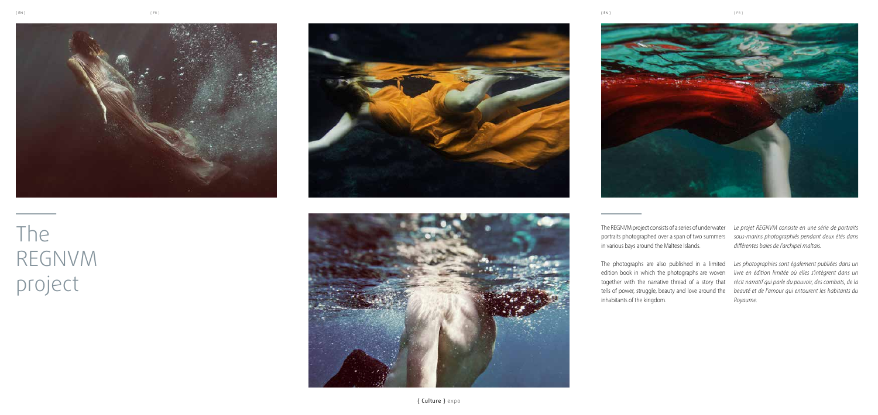# The REGNVM project

The REGNVM project consists of a series of underwater portraits photographed over a span of two summers in various bays around the Maltese Islands.

The photographs are also published in a limited edition book in which the photographs are woven together with the narrative thread of a story that tells of power, struggle, beauty and love around the inhabitants of the kingdom.

*Le projet REGNVM consiste en une série de portraits sous-marins photographiés pendant deux étés dans différentes baies de l'archipel maltais.*

*Les photographies sont également publiées dans un livre en édition limitée où elles s'intègrent dans un récit narratif qui parle du pouvoir, des combats, de la beauté et de l'amour qui entourent les habitants du Royaume.*